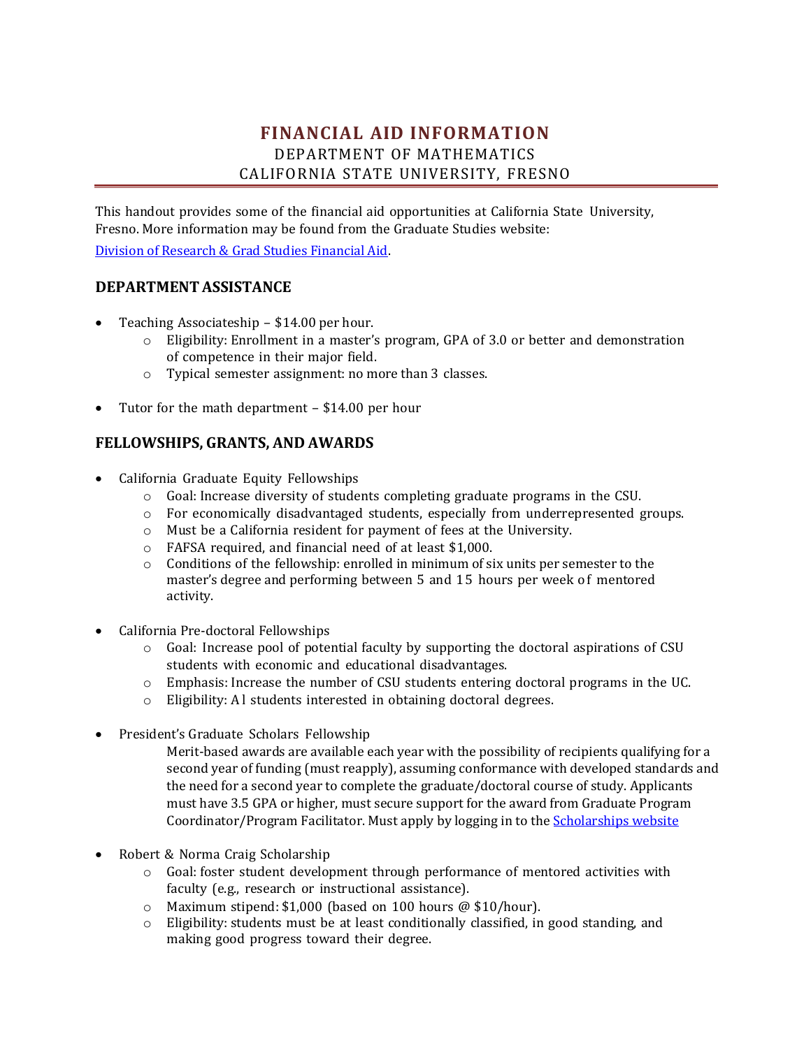# FINANCIAL AID INFORMATION

DEPARTMENT OF MATHEMATICS
CALIFORNIA STATE UNIVERSITY, FRESNO

This handout provides some of the financial aid opportunities at California State University, Fresno. More information may be found from the Graduate Studies website:

[Division of Research & Grad Studies Financial Aid](#).

## DEPARTMENT ASSISTANCE

- Teaching Associateship – $14.00 per hour.
  - Eligibility: Enrollment in a master's program, GPA of 3.0 or better and demonstration of competence in their major field.
  - Typical semester assignment: no more than 3 classes.

- Tutor for the math department – $14.00 per hour

## FELLOWSHIPS, GRANTS, AND AWARDS

- California Graduate Equity Fellowships
  - Goal: Increase diversity of students completing graduate programs in the CSU.
  - For economically disadvantaged students, especially from underrepresented groups.
  - Must be a California resident for payment of fees at the University.
  - FAFSA required, and financial need of at least $1,000.
  - Conditions of the fellowship: enrolled in minimum of six units per semester to the master's degree and performing between 5 and 15 hours per week of mentored activity.

- California Pre-doctoral Fellowships
  - Goal: Increase pool of potential faculty by supporting the doctoral aspirations of CSU students with economic and educational disadvantages.
  - Emphasis: Increase the number of CSU students entering doctoral programs in the UC.
  - Eligibility: Al students interested in obtaining doctoral degrees.

- President's Graduate Scholars Fellowship

  Merit-based awards are available each year with the possibility of recipients qualifying for a second year of funding (must reapply), assuming conformance with developed standards and the need for a second year to complete the graduate/doctoral course of study. Applicants must have 3.5 GPA or higher, must secure support for the award from Graduate Program Coordinator/Program Facilitator. Must apply by logging in to the [Scholarships website](#)

- Robert & Norma Craig Scholarship
  - Goal: foster student development through performance of mentored activities with faculty (e.g., research or instructional assistance).
  - Maximum stipend: $1,000 (based on 100 hours @ $10/hour).
  - Eligibility: students must be at least conditionally classified, in good standing, and making good progress toward their degree.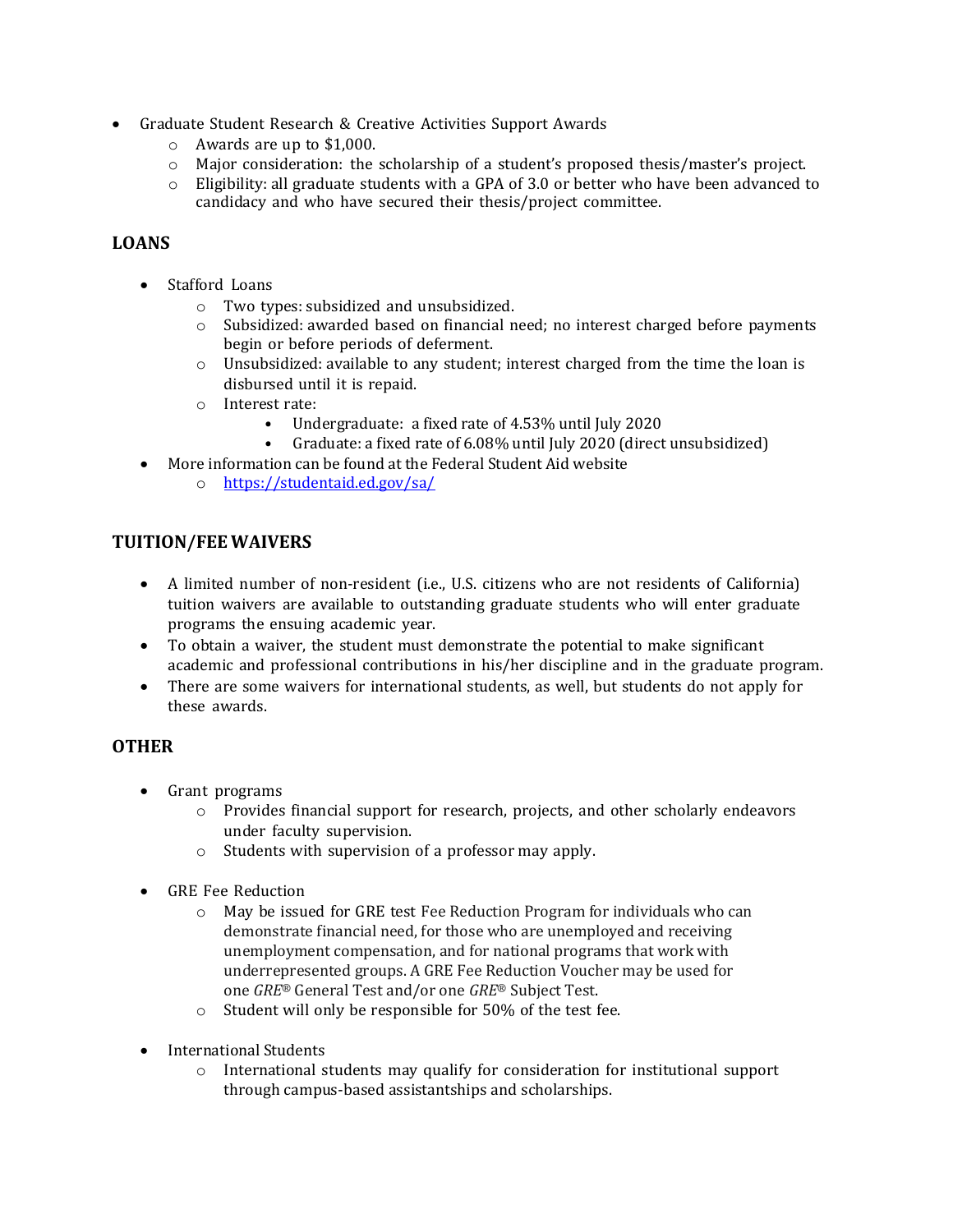- Graduate Student Research & Creative Activities Support Awards
  - Awards are up to $1,000.
  - Major consideration: the scholarship of a student's proposed thesis/master's project.
  - Eligibility: all graduate students with a GPA of 3.0 or better who have been advanced to candidacy and who have secured their thesis/project committee.

## LOANS

- Stafford Loans
  - Two types: subsidized and unsubsidized.
  - Subsidized: awarded based on financial need; no interest charged before payments begin or before periods of deferment.
  - Unsubsidized: available to any student; interest charged from the time the loan is disbursed until it is repaid.
  - Interest rate:
    - Undergraduate: a fixed rate of 4.53% until July 2020
    - Graduate: a fixed rate of 6.08% until July 2020 (direct unsubsidized)
- More information can be found at the Federal Student Aid website
  - https://studentaid.ed.gov/sa/

## TUITION/FEE WAIVERS

- A limited number of non-resident (i.e., U.S. citizens who are not residents of California) tuition waivers are available to outstanding graduate students who will enter graduate programs the ensuing academic year.
- To obtain a waiver, the student must demonstrate the potential to make significant academic and professional contributions in his/her discipline and in the graduate program.
- There are some waivers for international students, as well, but students do not apply for these awards.

## OTHER

- Grant programs
  - Provides financial support for research, projects, and other scholarly endeavors under faculty supervision.
  - Students with supervision of a professor may apply.

- GRE Fee Reduction
  - May be issued for GRE test Fee Reduction Program for individuals who can demonstrate financial need, for those who are unemployed and receiving unemployment compensation, and for national programs that work with underrepresented groups. A GRE Fee Reduction Voucher may be used for one *GRE*® General Test and/or one *GRE*® Subject Test.
  - Student will only be responsible for 50% of the test fee.

- International Students
  - International students may qualify for consideration for institutional support through campus-based assistantships and scholarships.